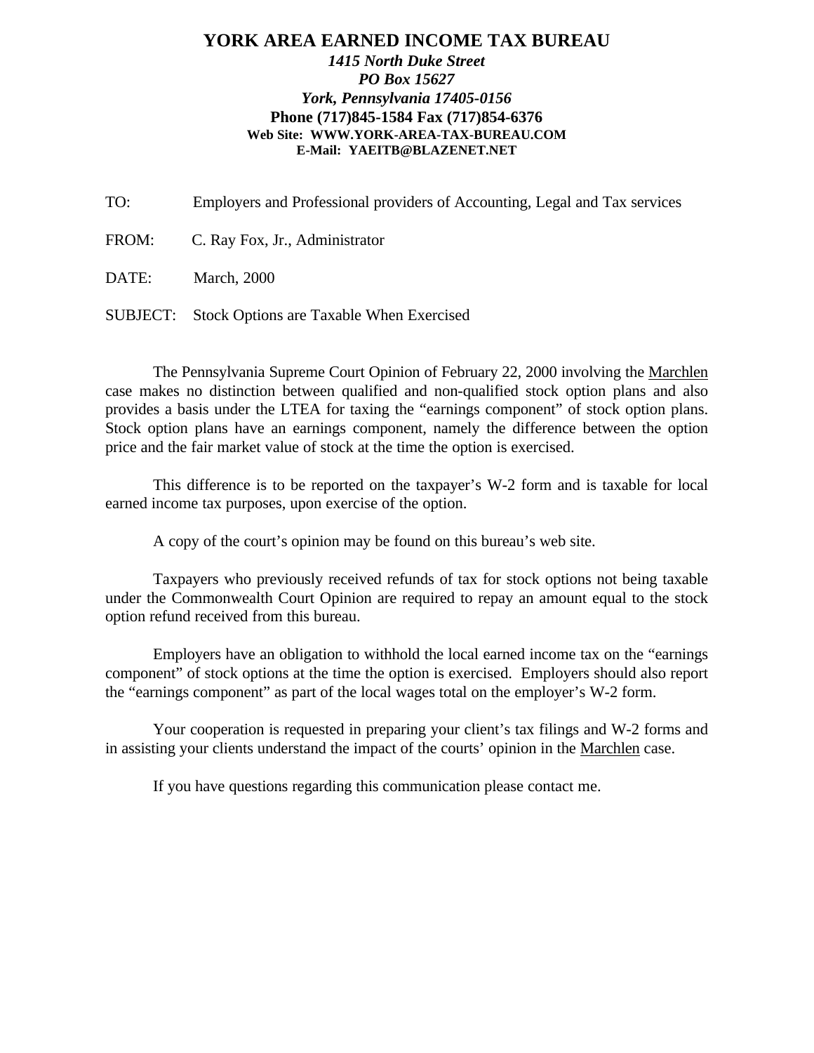# YORK AREA EARNED INCOME TAX BUREAU

***1415 North Duke Street***
***PO Box 15627***
***York, Pennsylvania 17405-0156***
**Phone (717)845-1584 Fax (717)854-6376**
**Web Site: WWW.YORK-AREA-TAX-BUREAU.COM**
**E-Mail: YAEITB@BLAZENET.NET**

TO: Employers and Professional providers of Accounting, Legal and Tax services

FROM: C. Ray Fox, Jr., Administrator

DATE: March, 2000

SUBJECT: Stock Options are Taxable When Exercised

The Pennsylvania Supreme Court Opinion of February 22, 2000 involving the Marchlen case makes no distinction between qualified and non-qualified stock option plans and also provides a basis under the LTEA for taxing the "earnings component" of stock option plans. Stock option plans have an earnings component, namely the difference between the option price and the fair market value of stock at the time the option is exercised.

This difference is to be reported on the taxpayer's W-2 form and is taxable for local earned income tax purposes, upon exercise of the option.

A copy of the court's opinion may be found on this bureau's web site.

Taxpayers who previously received refunds of tax for stock options not being taxable under the Commonwealth Court Opinion are required to repay an amount equal to the stock option refund received from this bureau.

Employers have an obligation to withhold the local earned income tax on the "earnings component" of stock options at the time the option is exercised. Employers should also report the "earnings component" as part of the local wages total on the employer's W-2 form.

Your cooperation is requested in preparing your client's tax filings and W-2 forms and in assisting your clients understand the impact of the courts' opinion in the Marchlen case.

If you have questions regarding this communication please contact me.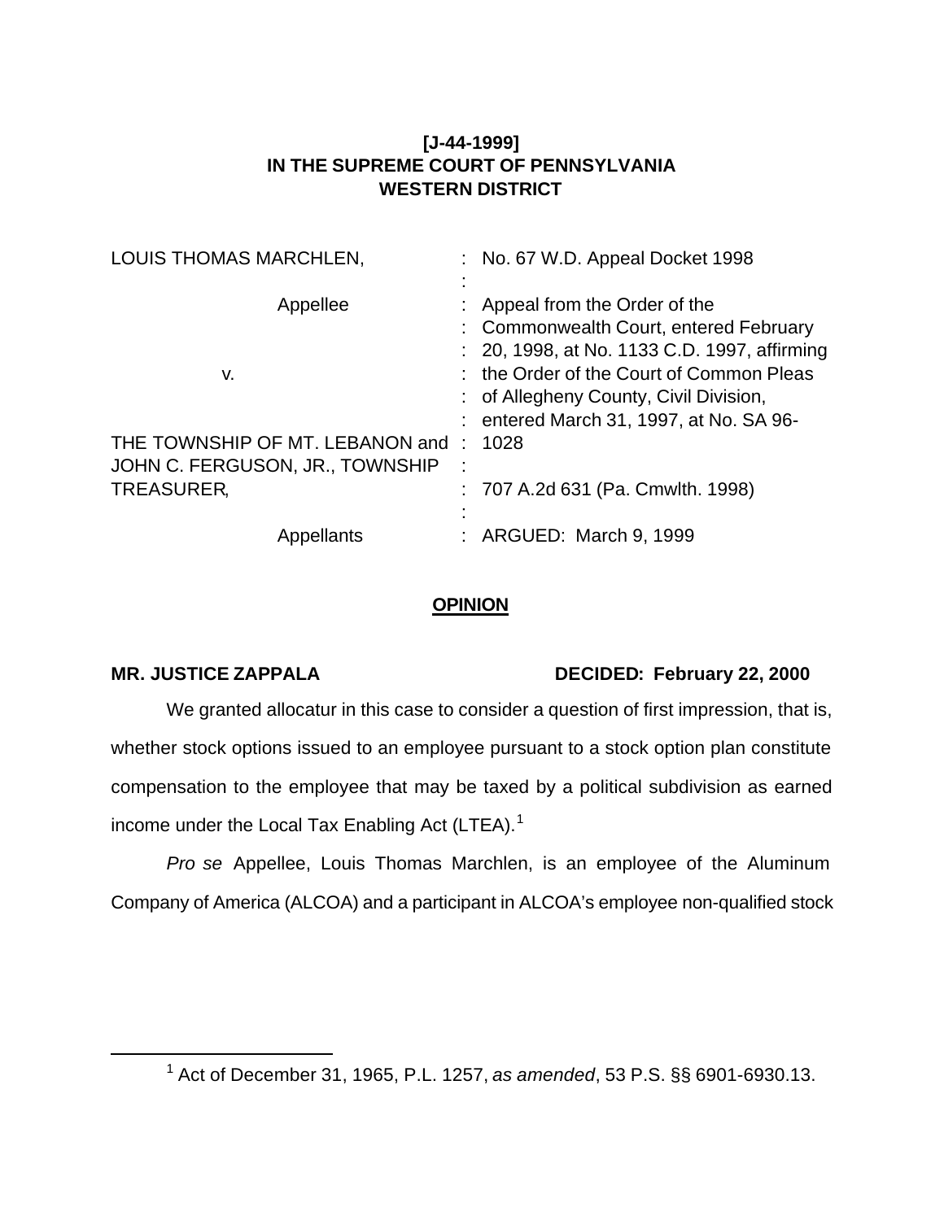**[J-44-1999]**
**IN THE SUPREME COURT OF PENNSYLVANIA**
**WESTERN DISTRICT**

| | |
|---|---|
| LOUIS THOMAS MARCHLEN, | : No. 67 W.D. Appeal Docket 1998 |
| Appellee | : Appeal from the Order of the Commonwealth Court, entered February 20, 1998, at No. 1133 C.D. 1997, affirming the Order of the Court of Common Pleas of Allegheny County, Civil Division, entered March 31, 1997, at No. SA 96-1028 |
| v. | |
| THE TOWNSHIP OF MT. LEBANON and JOHN C. FERGUSON, JR., TOWNSHIP TREASURER, | : 707 A.2d 631 (Pa. Cmwlth. 1998) |
| Appellants | : ARGUED: March 9, 1999 |

**OPINION**

**MR. JUSTICE ZAPPALA** **DECIDED: February 22, 2000**

We granted allocatur in this case to consider a question of first impression, that is, whether stock options issued to an employee pursuant to a stock option plan constitute compensation to the employee that may be taxed by a political subdivision as earned income under the Local Tax Enabling Act (LTEA).[1]

*Pro se* Appellee, Louis Thomas Marchlen, is an employee of the Aluminum Company of America (ALCOA) and a participant in ALCOA's employee non-qualified stock

[1] Act of December 31, 1965, P.L. 1257, *as amended*, 53 P.S. §§ 6901-6930.13.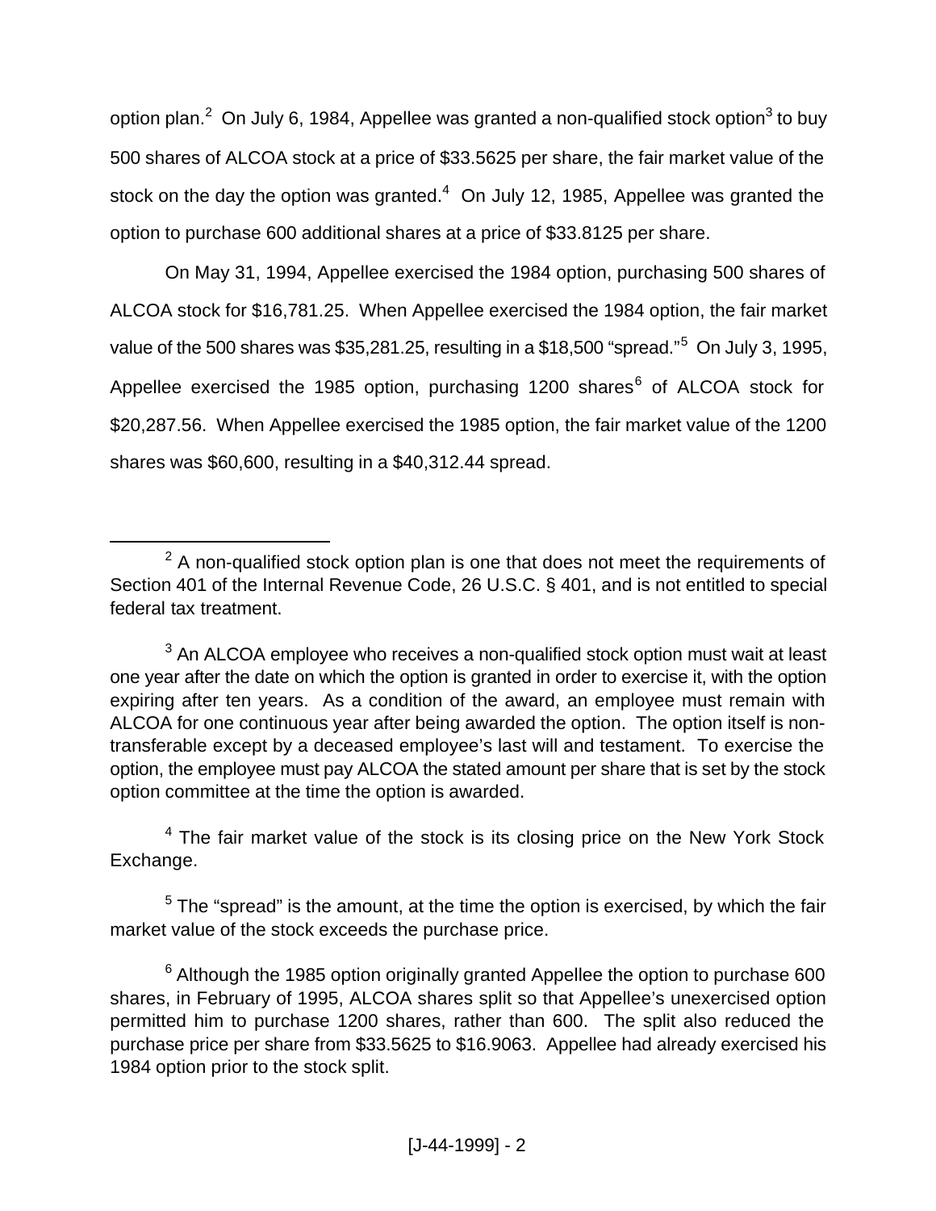option plan.[2] On July 6, 1984, Appellee was granted a non-qualified stock option[3] to buy 500 shares of ALCOA stock at a price of $33.5625 per share, the fair market value of the stock on the day the option was granted.[4] On July 12, 1985, Appellee was granted the option to purchase 600 additional shares at a price of $33.8125 per share.

On May 31, 1994, Appellee exercised the 1984 option, purchasing 500 shares of ALCOA stock for $16,781.25. When Appellee exercised the 1984 option, the fair market value of the 500 shares was $35,281.25, resulting in a $18,500 "spread."[5] On July 3, 1995, Appellee exercised the 1985 option, purchasing 1200 shares[6] of ALCOA stock for $20,287.56. When Appellee exercised the 1985 option, the fair market value of the 1200 shares was $60,600, resulting in a $40,312.44 spread.

---

[2] A non-qualified stock option plan is one that does not meet the requirements of Section 401 of the Internal Revenue Code, 26 U.S.C. § 401, and is not entitled to special federal tax treatment.

[3] An ALCOA employee who receives a non-qualified stock option must wait at least one year after the date on which the option is granted in order to exercise it, with the option expiring after ten years. As a condition of the award, an employee must remain with ALCOA for one continuous year after being awarded the option. The option itself is non-transferable except by a deceased employee's last will and testament. To exercise the option, the employee must pay ALCOA the stated amount per share that is set by the stock option committee at the time the option is awarded.

[4] The fair market value of the stock is its closing price on the New York Stock Exchange.

[5] The "spread" is the amount, at the time the option is exercised, by which the fair market value of the stock exceeds the purchase price.

[6] Although the 1985 option originally granted Appellee the option to purchase 600 shares, in February of 1995, ALCOA shares split so that Appellee's unexercised option permitted him to purchase 1200 shares, rather than 600. The split also reduced the purchase price per share from $33.5625 to $16.9063. Appellee had already exercised his 1984 option prior to the stock split.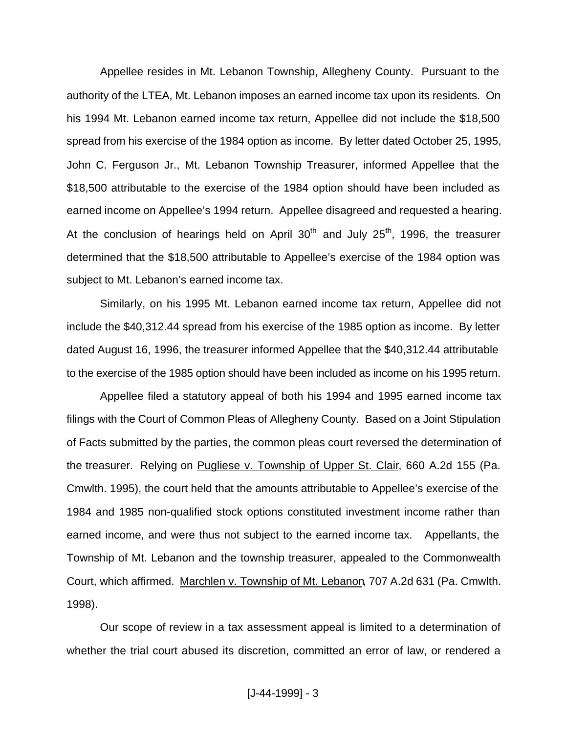Appellee resides in Mt. Lebanon Township, Allegheny County. Pursuant to the authority of the LTEA, Mt. Lebanon imposes an earned income tax upon its residents. On his 1994 Mt. Lebanon earned income tax return, Appellee did not include the $18,500 spread from his exercise of the 1984 option as income. By letter dated October 25, 1995, John C. Ferguson Jr., Mt. Lebanon Township Treasurer, informed Appellee that the $18,500 attributable to the exercise of the 1984 option should have been included as earned income on Appellee's 1994 return. Appellee disagreed and requested a hearing. At the conclusion of hearings held on April 30th and July 25th, 1996, the treasurer determined that the $18,500 attributable to Appellee's exercise of the 1984 option was subject to Mt. Lebanon's earned income tax.

Similarly, on his 1995 Mt. Lebanon earned income tax return, Appellee did not include the $40,312.44 spread from his exercise of the 1985 option as income. By letter dated August 16, 1996, the treasurer informed Appellee that the $40,312.44 attributable to the exercise of the 1985 option should have been included as income on his 1995 return.

Appellee filed a statutory appeal of both his 1994 and 1995 earned income tax filings with the Court of Common Pleas of Allegheny County. Based on a Joint Stipulation of Facts submitted by the parties, the common pleas court reversed the determination of the treasurer. Relying on Pugliese v. Township of Upper St. Clair, 660 A.2d 155 (Pa. Cmwlth. 1995), the court held that the amounts attributable to Appellee's exercise of the 1984 and 1985 non-qualified stock options constituted investment income rather than earned income, and were thus not subject to the earned income tax. Appellants, the Township of Mt. Lebanon and the township treasurer, appealed to the Commonwealth Court, which affirmed. Marchlen v. Township of Mt. Lebanon, 707 A.2d 631 (Pa. Cmwlth. 1998).

Our scope of review in a tax assessment appeal is limited to a determination of whether the trial court abused its discretion, committed an error of law, or rendered a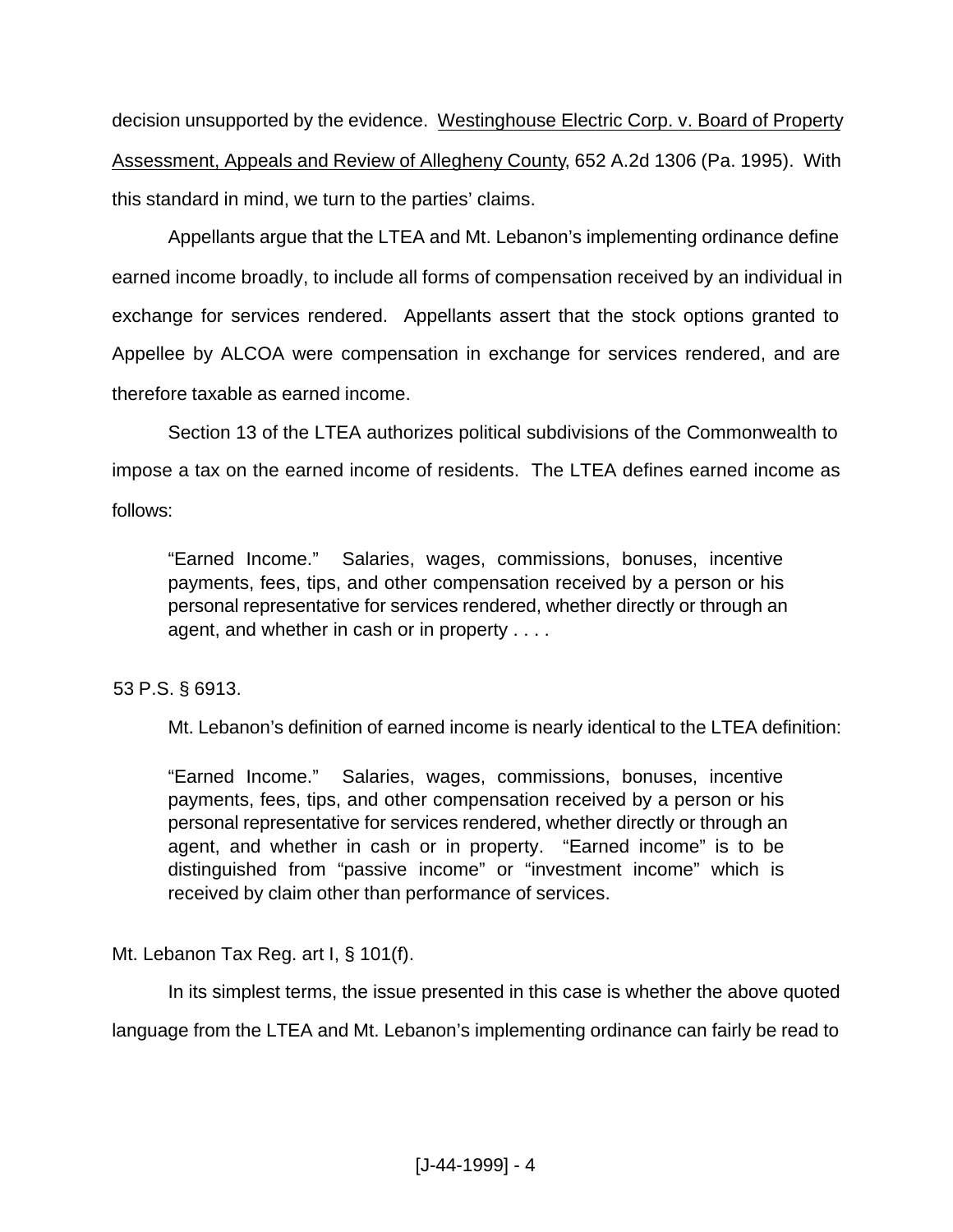decision unsupported by the evidence. Westinghouse Electric Corp. v. Board of Property Assessment, Appeals and Review of Allegheny County, 652 A.2d 1306 (Pa. 1995). With this standard in mind, we turn to the parties' claims.

Appellants argue that the LTEA and Mt. Lebanon's implementing ordinance define earned income broadly, to include all forms of compensation received by an individual in exchange for services rendered. Appellants assert that the stock options granted to Appellee by ALCOA were compensation in exchange for services rendered, and are therefore taxable as earned income.

Section 13 of the LTEA authorizes political subdivisions of the Commonwealth to impose a tax on the earned income of residents. The LTEA defines earned income as follows:

> "Earned Income." Salaries, wages, commissions, bonuses, incentive payments, fees, tips, and other compensation received by a person or his personal representative for services rendered, whether directly or through an agent, and whether in cash or in property . . . .

53 P.S. § 6913.

Mt. Lebanon's definition of earned income is nearly identical to the LTEA definition:

> "Earned Income." Salaries, wages, commissions, bonuses, incentive payments, fees, tips, and other compensation received by a person or his personal representative for services rendered, whether directly or through an agent, and whether in cash or in property. "Earned income" is to be distinguished from "passive income" or "investment income" which is received by claim other than performance of services.

Mt. Lebanon Tax Reg. art I, § 101(f).

In its simplest terms, the issue presented in this case is whether the above quoted language from the LTEA and Mt. Lebanon's implementing ordinance can fairly be read to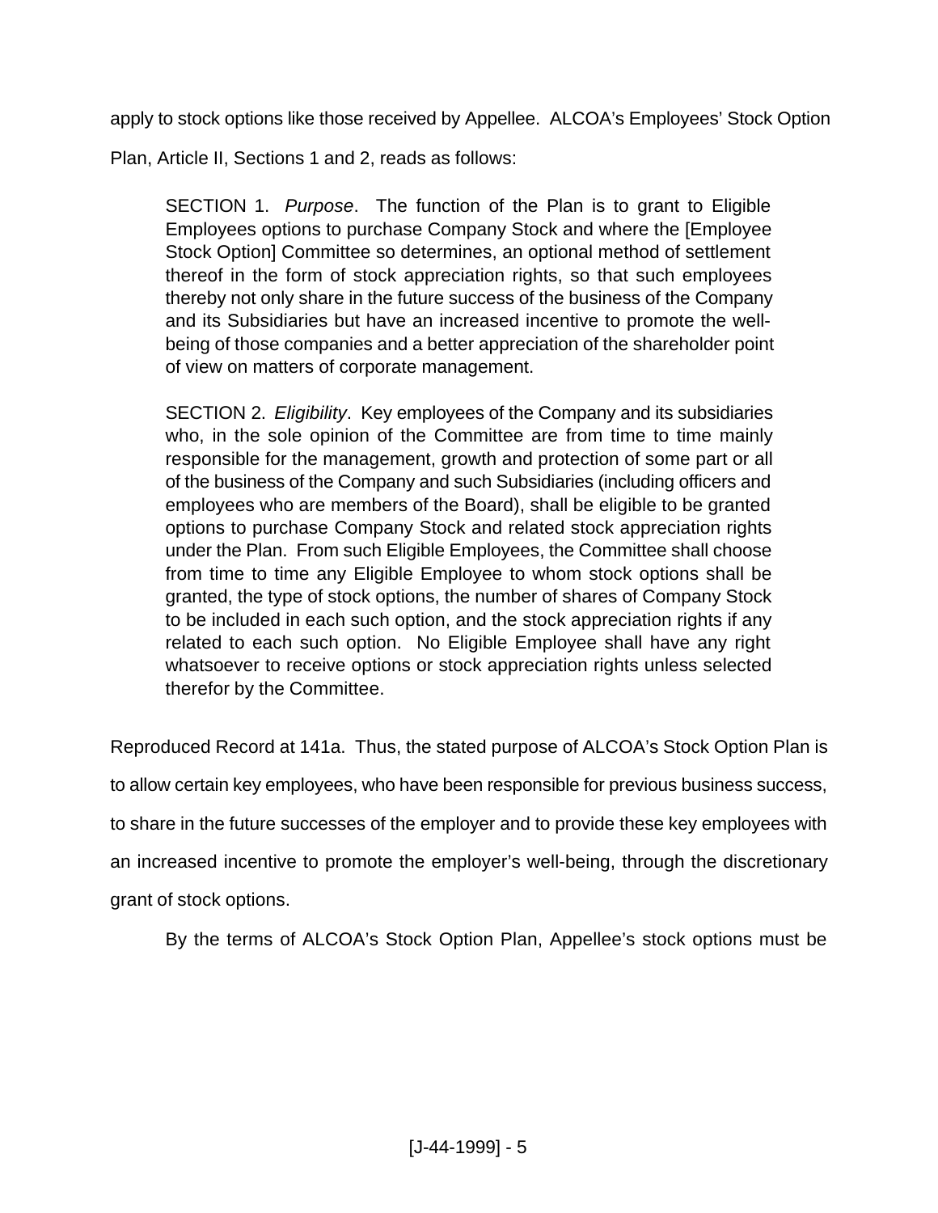apply to stock options like those received by Appellee. ALCOA's Employees' Stock Option Plan, Article II, Sections 1 and 2, reads as follows:

> SECTION 1. *Purpose*. The function of the Plan is to grant to Eligible Employees options to purchase Company Stock and where the [Employee Stock Option] Committee so determines, an optional method of settlement thereof in the form of stock appreciation rights, so that such employees thereby not only share in the future success of the business of the Company and its Subsidiaries but have an increased incentive to promote the well-being of those companies and a better appreciation of the shareholder point of view on matters of corporate management.
>
> SECTION 2. *Eligibility*. Key employees of the Company and its subsidiaries who, in the sole opinion of the Committee are from time to time mainly responsible for the management, growth and protection of some part or all of the business of the Company and such Subsidiaries (including officers and employees who are members of the Board), shall be eligible to be granted options to purchase Company Stock and related stock appreciation rights under the Plan. From such Eligible Employees, the Committee shall choose from time to time any Eligible Employee to whom stock options shall be granted, the type of stock options, the number of shares of Company Stock to be included in each such option, and the stock appreciation rights if any related to each such option. No Eligible Employee shall have any right whatsoever to receive options or stock appreciation rights unless selected therefor by the Committee.

Reproduced Record at 141a. Thus, the stated purpose of ALCOA's Stock Option Plan is to allow certain key employees, who have been responsible for previous business success, to share in the future successes of the employer and to provide these key employees with an increased incentive to promote the employer's well-being, through the discretionary grant of stock options.

By the terms of ALCOA's Stock Option Plan, Appellee's stock options must be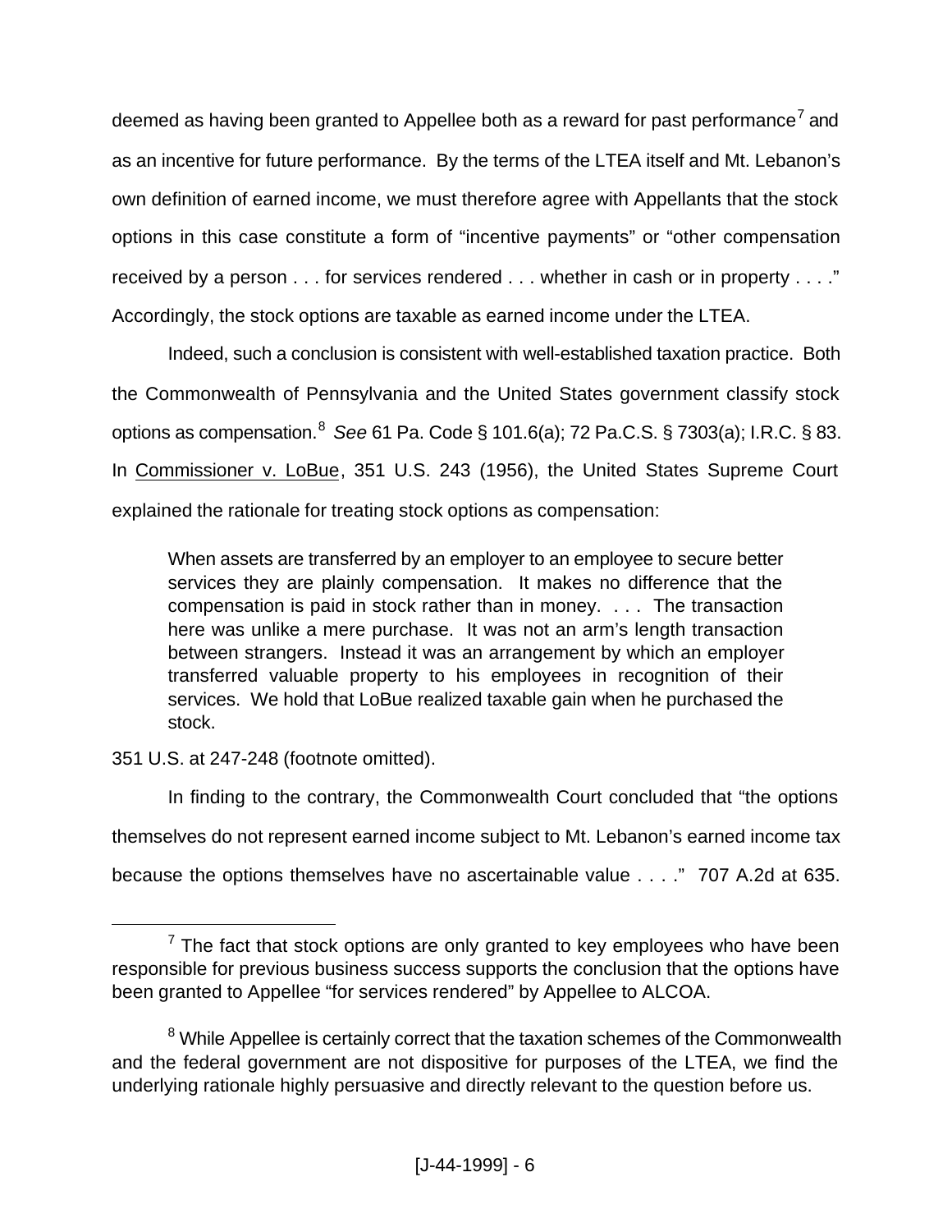deemed as having been granted to Appellee both as a reward for past performance[7] and as an incentive for future performance. By the terms of the LTEA itself and Mt. Lebanon's own definition of earned income, we must therefore agree with Appellants that the stock options in this case constitute a form of "incentive payments" or "other compensation received by a person . . . for services rendered . . . whether in cash or in property . . . ." Accordingly, the stock options are taxable as earned income under the LTEA.

Indeed, such a conclusion is consistent with well-established taxation practice. Both the Commonwealth of Pennsylvania and the United States government classify stock options as compensation.[8] *See* 61 Pa. Code § 101.6(a); 72 Pa.C.S. § 7303(a); I.R.C. § 83. In Commissioner v. LoBue, 351 U.S. 243 (1956), the United States Supreme Court explained the rationale for treating stock options as compensation:

> When assets are transferred by an employer to an employee to secure better services they are plainly compensation. It makes no difference that the compensation is paid in stock rather than in money. . . . The transaction here was unlike a mere purchase. It was not an arm's length transaction between strangers. Instead it was an arrangement by which an employer transferred valuable property to his employees in recognition of their services. We hold that LoBue realized taxable gain when he purchased the stock.

351 U.S. at 247-248 (footnote omitted).

In finding to the contrary, the Commonwealth Court concluded that "the options themselves do not represent earned income subject to Mt. Lebanon's earned income tax because the options themselves have no ascertainable value . . . ." 707 A.2d at 635.

---

[7] The fact that stock options are only granted to key employees who have been responsible for previous business success supports the conclusion that the options have been granted to Appellee "for services rendered" by Appellee to ALCOA.

[8] While Appellee is certainly correct that the taxation schemes of the Commonwealth and the federal government are not dispositive for purposes of the LTEA, we find the underlying rationale highly persuasive and directly relevant to the question before us.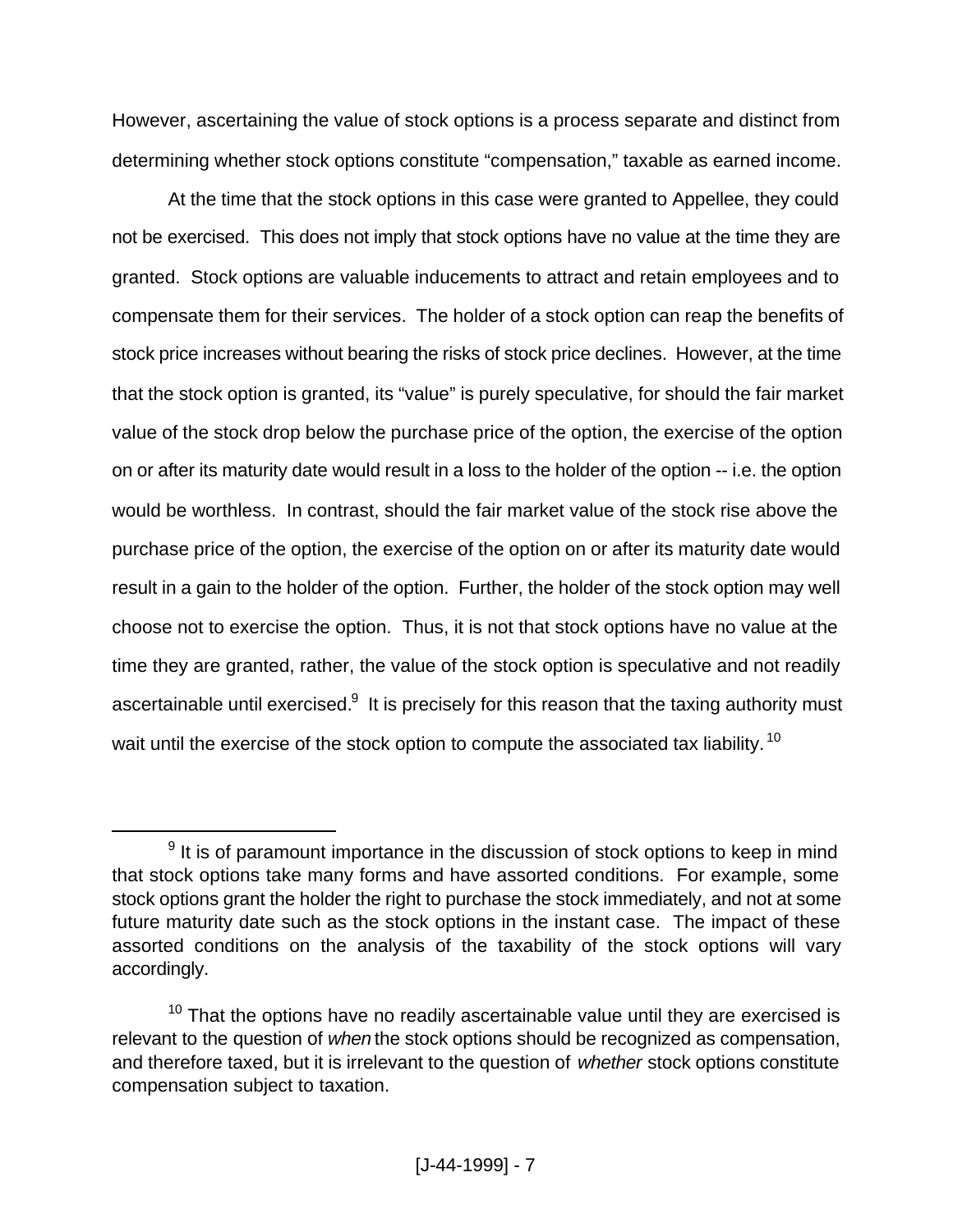However, ascertaining the value of stock options is a process separate and distinct from determining whether stock options constitute “compensation,” taxable as earned income.

At the time that the stock options in this case were granted to Appellee, they could not be exercised. This does not imply that stock options have no value at the time they are granted. Stock options are valuable inducements to attract and retain employees and to compensate them for their services. The holder of a stock option can reap the benefits of stock price increases without bearing the risks of stock price declines. However, at the time that the stock option is granted, its “value” is purely speculative, for should the fair market value of the stock drop below the purchase price of the option, the exercise of the option on or after its maturity date would result in a loss to the holder of the option -- i.e. the option would be worthless. In contrast, should the fair market value of the stock rise above the purchase price of the option, the exercise of the option on or after its maturity date would result in a gain to the holder of the option. Further, the holder of the stock option may well choose not to exercise the option. Thus, it is not that stock options have no value at the time they are granted, rather, the value of the stock option is speculative and not readily ascertainable until exercised.[9] It is precisely for this reason that the taxing authority must wait until the exercise of the stock option to compute the associated tax liability.[10]

---

[9] It is of paramount importance in the discussion of stock options to keep in mind that stock options take many forms and have assorted conditions. For example, some stock options grant the holder the right to purchase the stock immediately, and not at some future maturity date such as the stock options in the instant case. The impact of these assorted conditions on the analysis of the taxability of the stock options will vary accordingly.

[10] That the options have no readily ascertainable value until they are exercised is relevant to the question of *when* the stock options should be recognized as compensation, and therefore taxed, but it is irrelevant to the question of *whether* stock options constitute compensation subject to taxation.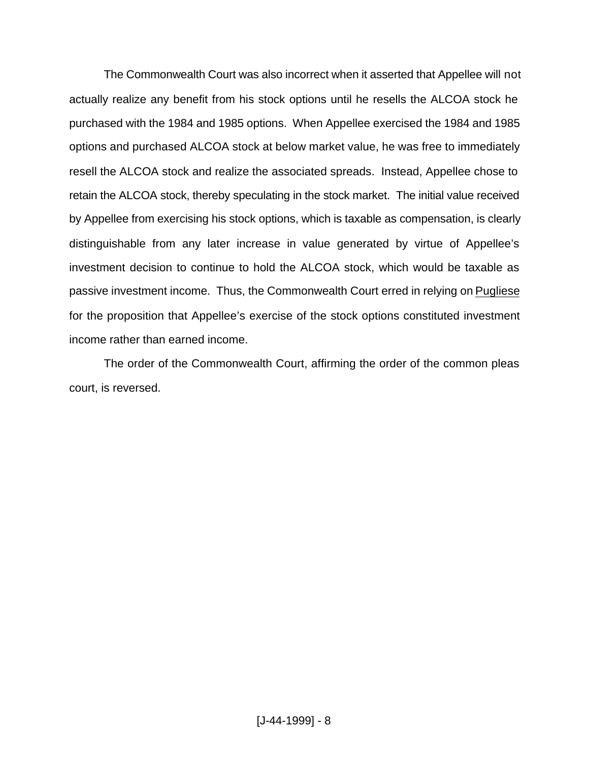The Commonwealth Court was also incorrect when it asserted that Appellee will not actually realize any benefit from his stock options until he resells the ALCOA stock he purchased with the 1984 and 1985 options. When Appellee exercised the 1984 and 1985 options and purchased ALCOA stock at below market value, he was free to immediately resell the ALCOA stock and realize the associated spreads. Instead, Appellee chose to retain the ALCOA stock, thereby speculating in the stock market. The initial value received by Appellee from exercising his stock options, which is taxable as compensation, is clearly distinguishable from any later increase in value generated by virtue of Appellee's investment decision to continue to hold the ALCOA stock, which would be taxable as passive investment income. Thus, the Commonwealth Court erred in relying on Pugliese for the proposition that Appellee's exercise of the stock options constituted investment income rather than earned income.

The order of the Commonwealth Court, affirming the order of the common pleas court, is reversed.